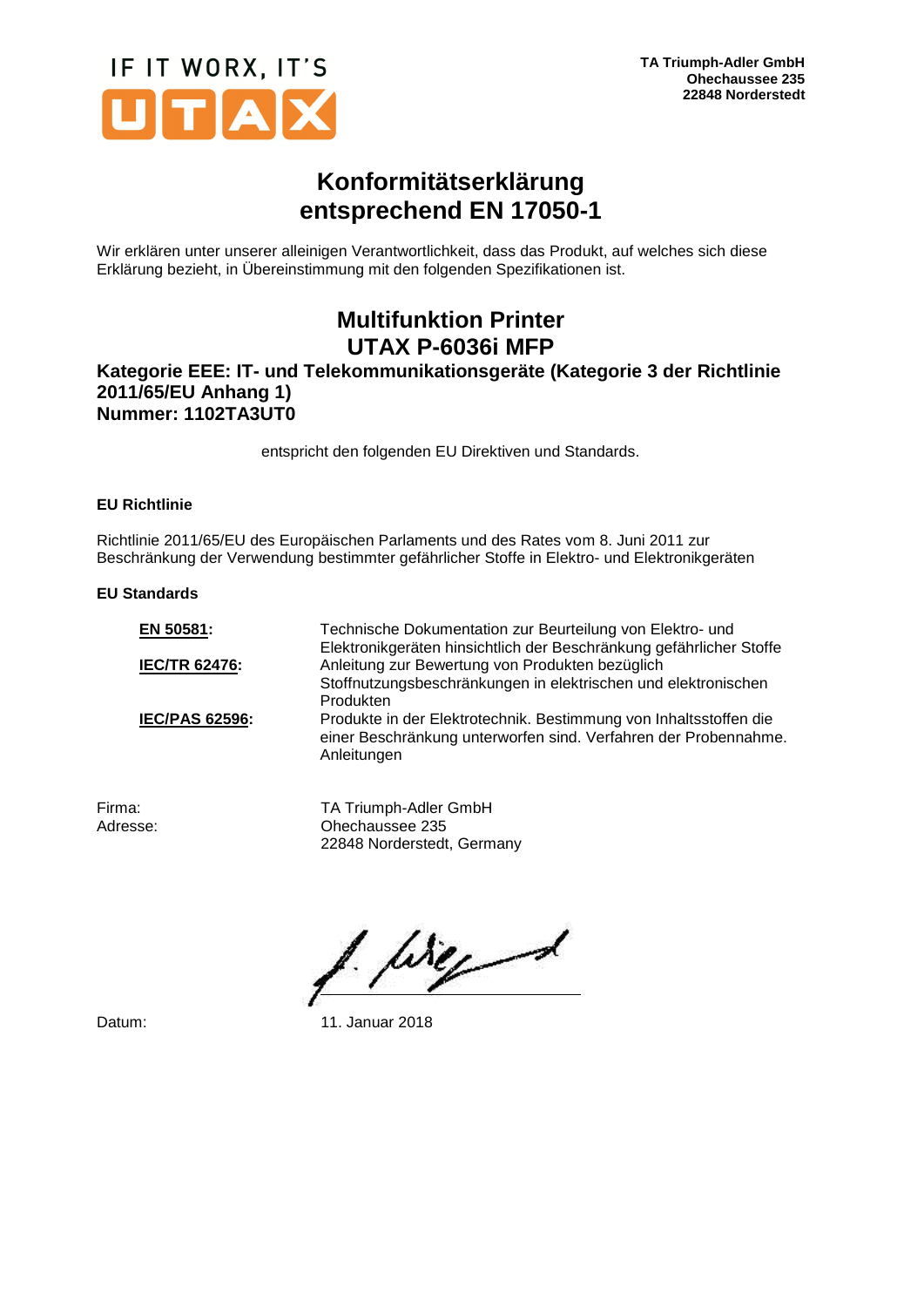IF IT WORX, IT'S UTAX

**TA Triumph-Adler GmbH**
**Ohechaussee 235**
**22848 Norderstedt**

# Konformitätserklärung entsprechend EN 17050-1

Wir erklären unter unserer alleinigen Verantwortlichkeit, dass das Produkt, auf welches sich diese Erklärung bezieht, in Übereinstimmung mit den folgenden Spezifikationen ist.

## Multifunktion Printer UTAX P-6036i MFP

### Kategorie EEE: IT- und Telekommunikationsgeräte (Kategorie 3 der Richtlinie 2011/65/EU Anhang 1) Nummer: 1102TA3UT0

entspricht den folgenden EU Direktiven und Standards.

**EU Richtlinie**

Richtlinie 2011/65/EU des Europäischen Parlaments und des Rates vom 8. Juni 2011 zur Beschränkung der Verwendung bestimmter gefährlicher Stoffe in Elektro- und Elektronikgeräten

**EU Standards**

| | |
|---|---|
| **EN 50581:** | Technische Dokumentation zur Beurteilung von Elektro- und Elektronikgeräten hinsichtlich der Beschränkung gefährlicher Stoffe |
| **IEC/TR 62476:** | Anleitung zur Bewertung von Produkten bezüglich Stoffnutzungsbeschränkungen in elektrischen und elektronischen Produkten |
| **IEC/PAS 62596:** | Produkte in der Elektrotechnik. Bestimmung von Inhaltsstoffen die einer Beschränkung unterworfen sind. Verfahren der Probennahme. Anleitungen |

Firma: TA Triumph-Adler GmbH
Adresse: Ohechaussee 235
22848 Norderstedt, Germany

Datum: 11. Januar 2018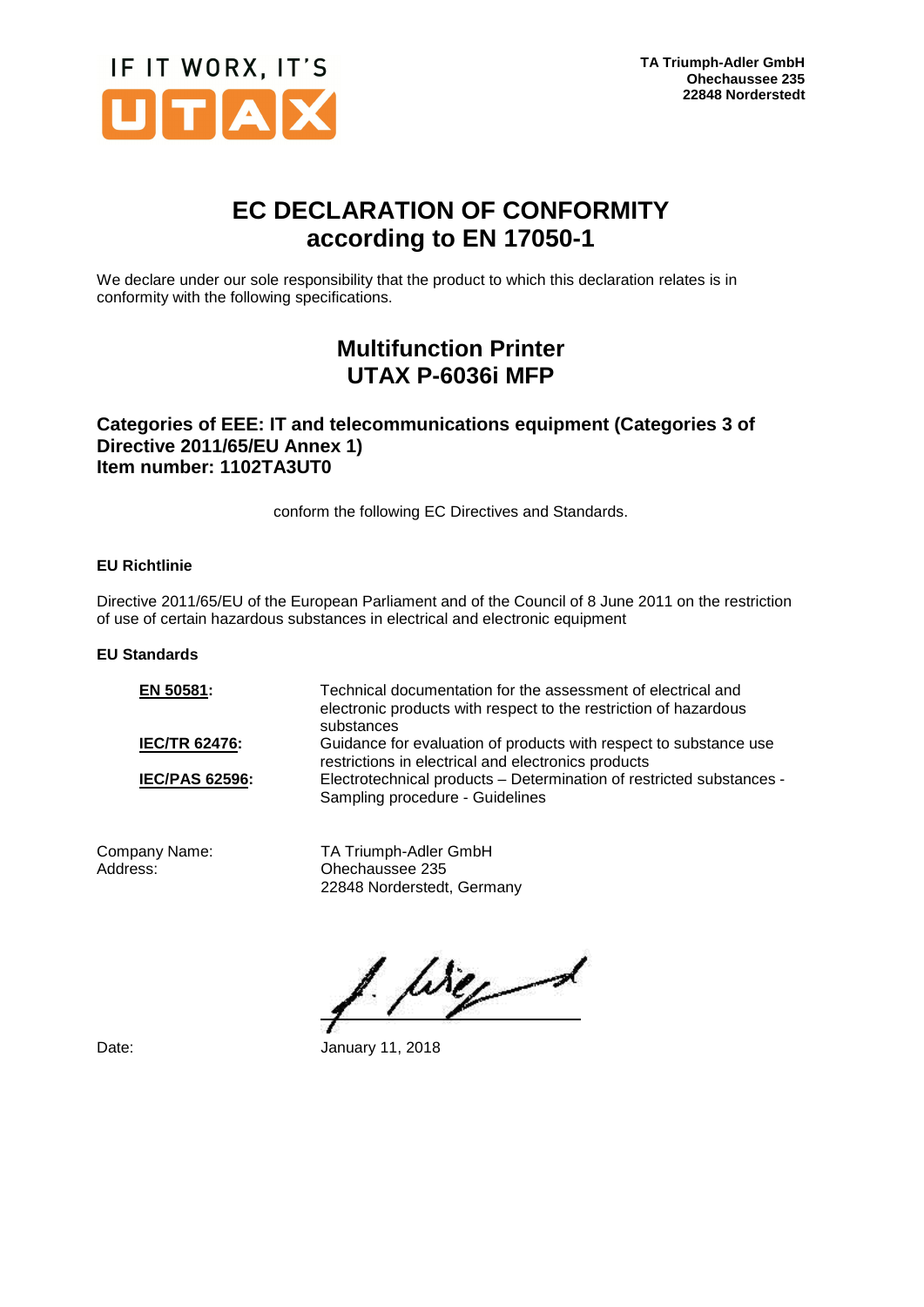IF IT WORX, IT'S UTAX

**TA Triumph-Adler GmbH**
**Ohechaussee 235**
**22848 Norderstedt**

# EC DECLARATION OF CONFORMITY according to EN 17050-1

We declare under our sole responsibility that the product to which this declaration relates is in conformity with the following specifications.

## Multifunction Printer UTAX P-6036i MFP

### Categories of EEE: IT and telecommunications equipment (Categories 3 of Directive 2011/65/EU Annex 1) Item number: 1102TA3UT0

conform the following EC Directives and Standards.

**EU Richtlinie**

Directive 2011/65/EU of the European Parliament and of the Council of 8 June 2011 on the restriction of use of certain hazardous substances in electrical and electronic equipment

**EU Standards**

| | |
|---|---|
| **EN 50581:** | Technical documentation for the assessment of electrical and electronic products with respect to the restriction of hazardous substances |
| **IEC/TR 62476:** | Guidance for evaluation of products with respect to substance use restrictions in electrical and electronics products |
| **IEC/PAS 62596:** | Electrotechnical products – Determination of restricted substances - Sampling procedure - Guidelines |

Company Name: TA Triumph-Adler GmbH
Address: Ohechaussee 235
22848 Norderstedt, Germany

Date: January 11, 2018